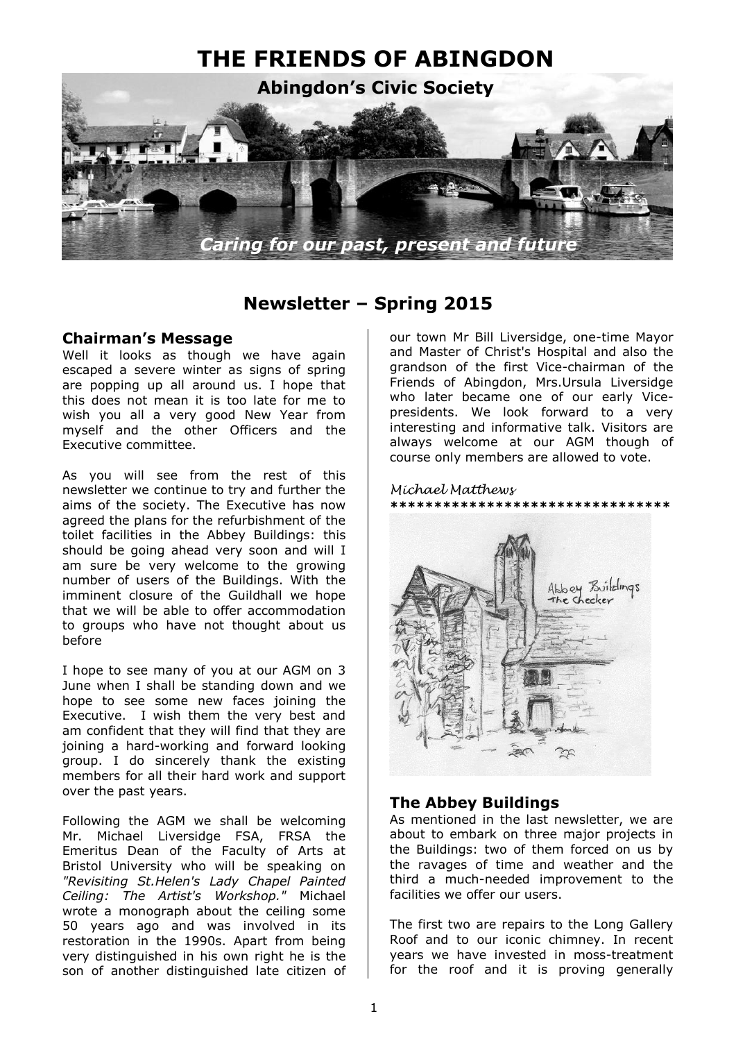# THE FRIENDS OF ABINGDON

**Abingdon's Civic Society**

*Caring for our past, present and future*

## Newsletter – Spring 2015

### Chairman's Message

Well it looks as though we have again escaped a severe winter as signs of spring are popping up all around us. I hope that this does not mean it is too late for me to wish you all a very good New Year from myself and the other Officers and the Executive committee.

As you will see from the rest of this newsletter we continue to try and further the aims of the society. The Executive has now agreed the plans for the refurbishment of the toilet facilities in the Abbey Buildings: this should be going ahead very soon and will I am sure be very welcome to the growing number of users of the Buildings. With the imminent closure of the Guildhall we hope that we will be able to offer accommodation to groups who have not thought about us before

I hope to see many of you at our AGM on 3 June when I shall be standing down and we hope to see some new faces joining the Executive. I wish them the very best and am confident that they will find that they are joining a hard-working and forward looking group. I do sincerely thank the existing members for all their hard work and support over the past years.

Following the AGM we shall be welcoming Mr. Michael Liversidge FSA, FRSA the Emeritus Dean of the Faculty of Arts at Bristol University who will be speaking on *"Revisiting St.Helen's Lady Chapel Painted Ceiling: The Artist's Workshop."* Michael wrote a monograph about the ceiling some 50 years ago and was involved in its restoration in the 1990s. Apart from being very distinguished in his own right he is the son of another distinguished late citizen of our town Mr Bill Liversidge, one-time Mayor and Master of Christ's Hospital and also the grandson of the first Vice-chairman of the Friends of Abingdon, Mrs.Ursula Liversidge who later became one of our early Vice-presidents. We look forward to a very interesting and informative talk. Visitors are always welcome at our AGM though of course only members are allowed to vote.

*Michael Matthews*

*******************************

### The Abbey Buildings

As mentioned in the last newsletter, we are about to embark on three major projects in the Buildings: two of them forced on us by the ravages of time and weather and the third a much-needed improvement to the facilities we offer our users.

The first two are repairs to the Long Gallery Roof and to our iconic chimney. In recent years we have invested in moss-treatment for the roof and it is proving generally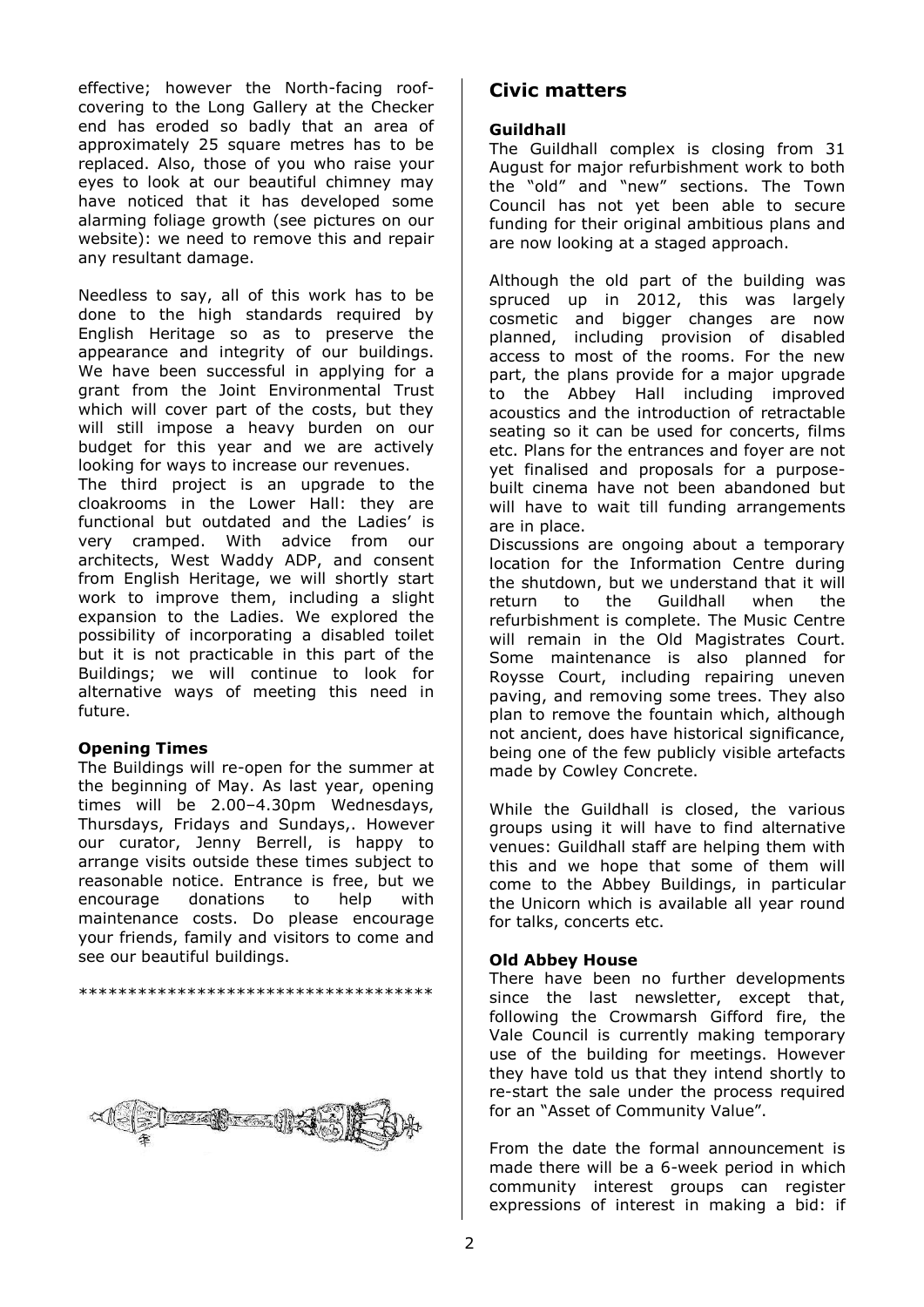effective; however the North-facing roof-covering to the Long Gallery at the Checker end has eroded so badly that an area of approximately 25 square metres has to be replaced. Also, those of you who raise your eyes to look at our beautiful chimney may have noticed that it has developed some alarming foliage growth (see pictures on our website): we need to remove this and repair any resultant damage.

Needless to say, all of this work has to be done to the high standards required by English Heritage so as to preserve the appearance and integrity of our buildings. We have been successful in applying for a grant from the Joint Environmental Trust which will cover part of the costs, but they will still impose a heavy burden on our budget for this year and we are actively looking for ways to increase our revenues.

The third project is an upgrade to the cloakrooms in the Lower Hall: they are functional but outdated and the Ladies' is very cramped. With advice from our architects, West Waddy ADP, and consent from English Heritage, we will shortly start work to improve them, including a slight expansion to the Ladies. We explored the possibility of incorporating a disabled toilet but it is not practicable in this part of the Buildings; we will continue to look for alternative ways of meeting this need in future.

**Opening Times**

The Buildings will re-open for the summer at the beginning of May. As last year, opening times will be 2.00–4.30pm Wednesdays, Thursdays, Fridays and Sundays,. However our curator, Jenny Berrell, is happy to arrange visits outside these times subject to reasonable notice. Entrance is free, but we encourage donations to help with maintenance costs. Do please encourage your friends, family and visitors to come and see our beautiful buildings.

************************************

## Civic matters

**Guildhall**

The Guildhall complex is closing from 31 August for major refurbishment work to both the "old" and "new" sections. The Town Council has not yet been able to secure funding for their original ambitious plans and are now looking at a staged approach.

Although the old part of the building was spruced up in 2012, this was largely cosmetic and bigger changes are now planned, including provision of disabled access to most of the rooms. For the new part, the plans provide for a major upgrade to the Abbey Hall including improved acoustics and the introduction of retractable seating so it can be used for concerts, films etc. Plans for the entrances and foyer are not yet finalised and proposals for a purpose-built cinema have not been abandoned but will have to wait till funding arrangements are in place.

Discussions are ongoing about a temporary location for the Information Centre during the shutdown, but we understand that it will return to the Guildhall when the refurbishment is complete. The Music Centre will remain in the Old Magistrates Court. Some maintenance is also planned for Roysse Court, including repairing uneven paving, and removing some trees. They also plan to remove the fountain which, although not ancient, does have historical significance, being one of the few publicly visible artefacts made by Cowley Concrete.

While the Guildhall is closed, the various groups using it will have to find alternative venues: Guildhall staff are helping them with this and we hope that some of them will come to the Abbey Buildings, in particular the Unicorn which is available all year round for talks, concerts etc.

**Old Abbey House**

There have been no further developments since the last newsletter, except that, following the Crowmarsh Gifford fire, the Vale Council is currently making temporary use of the building for meetings. However they have told us that they intend shortly to re-start the sale under the process required for an "Asset of Community Value".

From the date the formal announcement is made there will be a 6-week period in which community interest groups can register expressions of interest in making a bid: if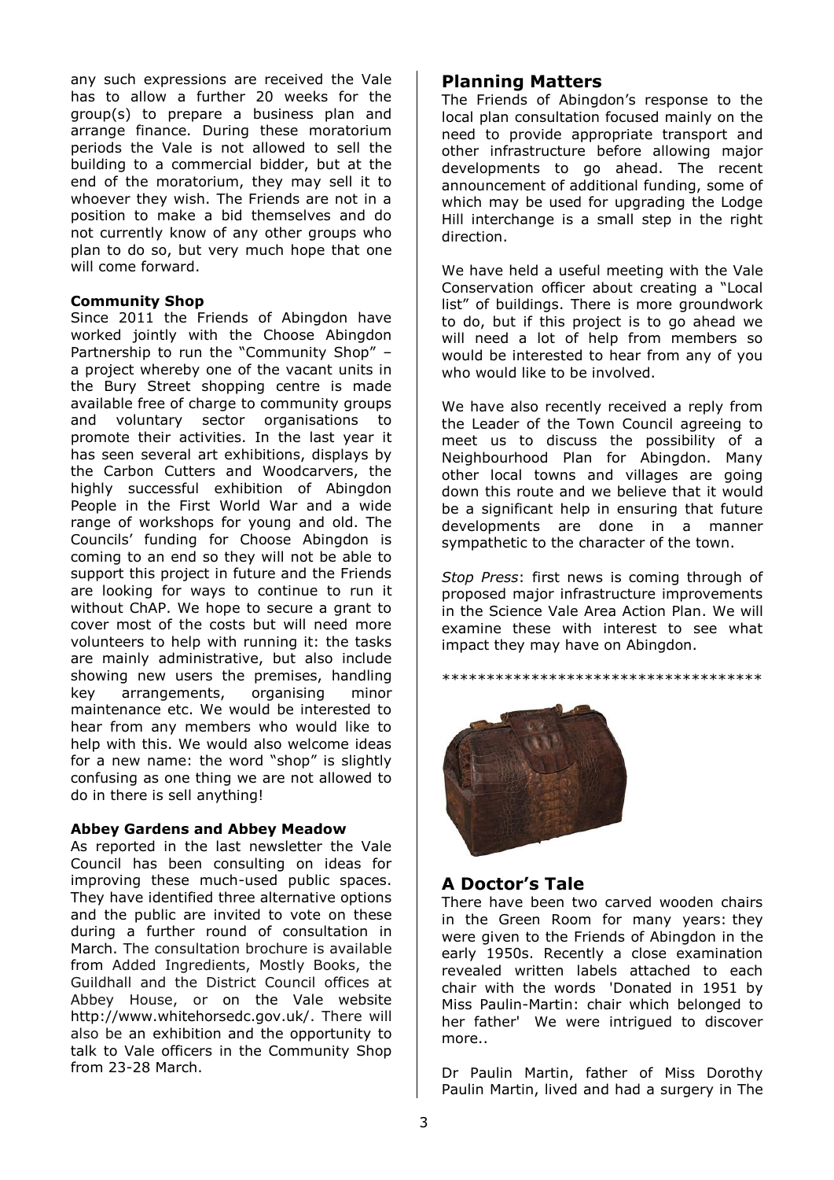any such expressions are received the Vale has to allow a further 20 weeks for the group(s) to prepare a business plan and arrange finance. During these moratorium periods the Vale is not allowed to sell the building to a commercial bidder, but at the end of the moratorium, they may sell it to whoever they wish. The Friends are not in a position to make a bid themselves and do not currently know of any other groups who plan to do so, but very much hope that one will come forward.

**Community Shop**

Since 2011 the Friends of Abingdon have worked jointly with the Choose Abingdon Partnership to run the "Community Shop" – a project whereby one of the vacant units in the Bury Street shopping centre is made available free of charge to community groups and voluntary sector organisations to promote their activities. In the last year it has seen several art exhibitions, displays by the Carbon Cutters and Woodcarvers, the highly successful exhibition of Abingdon People in the First World War and a wide range of workshops for young and old. The Councils' funding for Choose Abingdon is coming to an end so they will not be able to support this project in future and the Friends are looking for ways to continue to run it without ChAP. We hope to secure a grant to cover most of the costs but will need more volunteers to help with running it: the tasks are mainly administrative, but also include showing new users the premises, handling key arrangements, organising minor maintenance etc. We would be interested to hear from any members who would like to help with this. We would also welcome ideas for a new name: the word "shop" is slightly confusing as one thing we are not allowed to do in there is sell anything!

**Abbey Gardens and Abbey Meadow**

As reported in the last newsletter the Vale Council has been consulting on ideas for improving these much-used public spaces. They have identified three alternative options and the public are invited to vote on these during a further round of consultation in March. The consultation brochure is available from Added Ingredients, Mostly Books, the Guildhall and the District Council offices at Abbey House, or on the Vale website http://www.whitehorsedc.gov.uk/. There will also be an exhibition and the opportunity to talk to Vale officers in the Community Shop from 23-28 March.

## Planning Matters

The Friends of Abingdon's response to the local plan consultation focused mainly on the need to provide appropriate transport and other infrastructure before allowing major developments to go ahead. The recent announcement of additional funding, some of which may be used for upgrading the Lodge Hill interchange is a small step in the right direction.

We have held a useful meeting with the Vale Conservation officer about creating a "Local list" of buildings. There is more groundwork to do, but if this project is to go ahead we will need a lot of help from members so would be interested to hear from any of you who would like to be involved.

We have also recently received a reply from the Leader of the Town Council agreeing to meet us to discuss the possibility of a Neighbourhood Plan for Abingdon. Many other local towns and villages are going down this route and we believe that it would be a significant help in ensuring that future developments are done in a manner sympathetic to the character of the town.

*Stop Press*: first news is coming through of proposed major infrastructure improvements in the Science Vale Area Action Plan. We will examine these with interest to see what impact they may have on Abingdon.

*************************************

## A Doctor's Tale

There have been two carved wooden chairs in the Green Room for many years: they were given to the Friends of Abingdon in the early 1950s. Recently a close examination revealed written labels attached to each chair with the words 'Donated in 1951 by Miss Paulin-Martin: chair which belonged to her father' We were intrigued to discover more..

Dr Paulin Martin, father of Miss Dorothy Paulin Martin, lived and had a surgery in The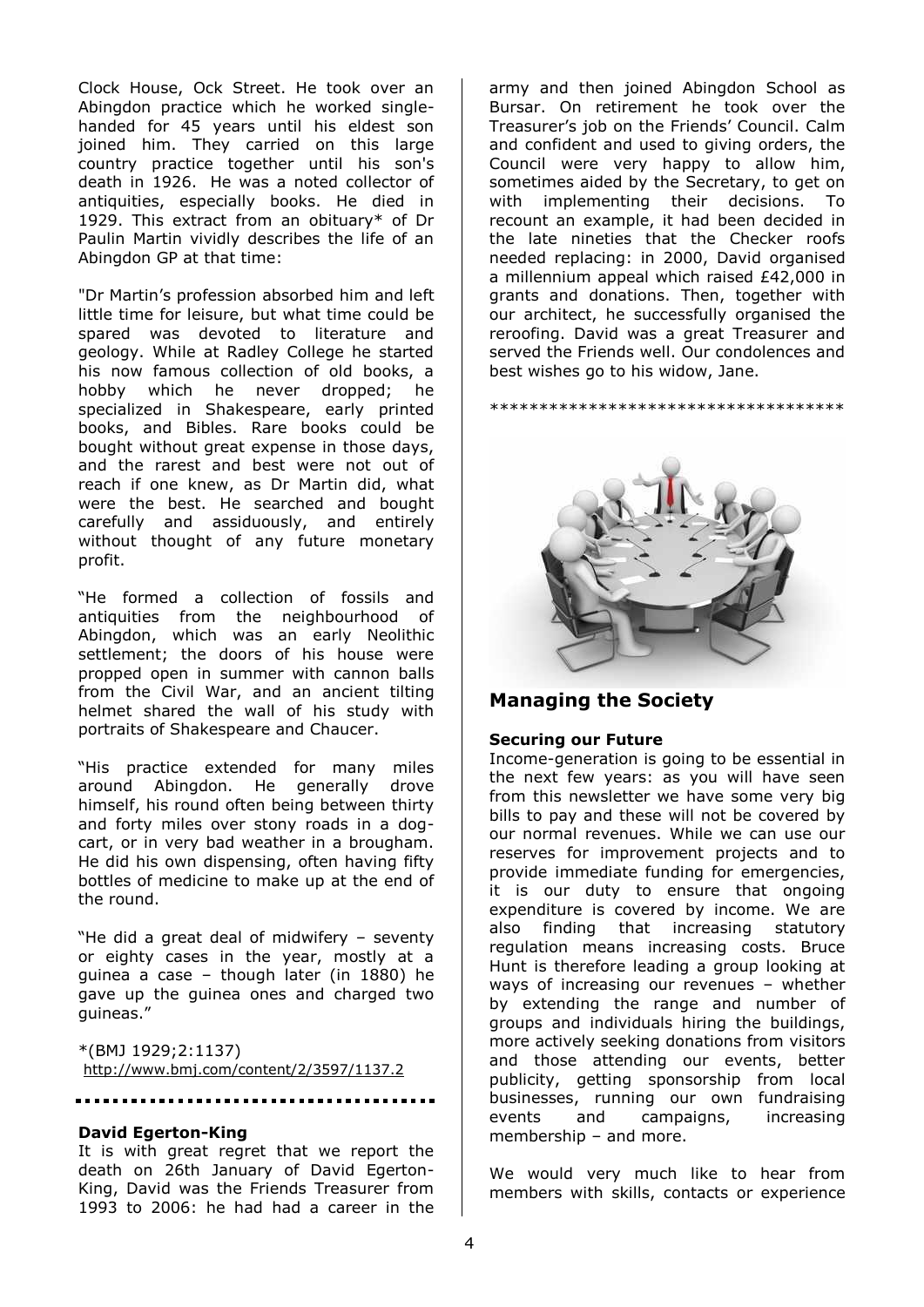Clock House, Ock Street. He took over an Abingdon practice which he worked single-handed for 45 years until his eldest son joined him. They carried on this large country practice together until his son's death in 1926. He was a noted collector of antiquities, especially books. He died in 1929. This extract from an obituary* of Dr Paulin Martin vividly describes the life of an Abingdon GP at that time:

"Dr Martin's profession absorbed him and left little time for leisure, but what time could be spared was devoted to literature and geology. While at Radley College he started his now famous collection of old books, a hobby which he never dropped; he specialized in Shakespeare, early printed books, and Bibles. Rare books could be bought without great expense in those days, and the rarest and best were not out of reach if one knew, as Dr Martin did, what were the best. He searched and bought carefully and assiduously, and entirely without thought of any future monetary profit.

"He formed a collection of fossils and antiquities from the neighbourhood of Abingdon, which was an early Neolithic settlement; the doors of his house were propped open in summer with cannon balls from the Civil War, and an ancient tilting helmet shared the wall of his study with portraits of Shakespeare and Chaucer.

"His practice extended for many miles around Abingdon. He generally drove himself, his round often being between thirty and forty miles over stony roads in a dog-cart, or in very bad weather in a brougham. He did his own dispensing, often having fifty bottles of medicine to make up at the end of the round.

"He did a great deal of midwifery – seventy or eighty cases in the year, mostly at a guinea a case – though later (in 1880) he gave up the guinea ones and charged two guineas."

*(BMJ 1929;2:1137)
http://www.bmj.com/content/2/3597/1137.2

---

**David Egerton-King**

It is with great regret that we report the death on 26th January of David Egerton-King, David was the Friends Treasurer from 1993 to 2006: he had had a career in the army and then joined Abingdon School as Bursar. On retirement he took over the Treasurer's job on the Friends' Council. Calm and confident and used to giving orders, the Council were very happy to allow him, sometimes aided by the Secretary, to get on with implementing their decisions. To recount an example, it had been decided in the late nineties that the Checker roofs needed replacing: in 2000, David organised a millennium appeal which raised £42,000 in grants and donations. Then, together with our architect, he successfully organised the reroofing. David was a great Treasurer and served the Friends well. Our condolences and best wishes go to his widow, Jane.

************************************

## Managing the Society

**Securing our Future**

Income-generation is going to be essential in the next few years: as you will have seen from this newsletter we have some very big bills to pay and these will not be covered by our normal revenues. While we can use our reserves for improvement projects and to provide immediate funding for emergencies, it is our duty to ensure that ongoing expenditure is covered by income. We are also finding that increasing statutory regulation means increasing costs. Bruce Hunt is therefore leading a group looking at ways of increasing our revenues – whether by extending the range and number of groups and individuals hiring the buildings, more actively seeking donations from visitors and those attending our events, better publicity, getting sponsorship from local businesses, running our own fundraising events and campaigns, increasing membership – and more.

We would very much like to hear from members with skills, contacts or experience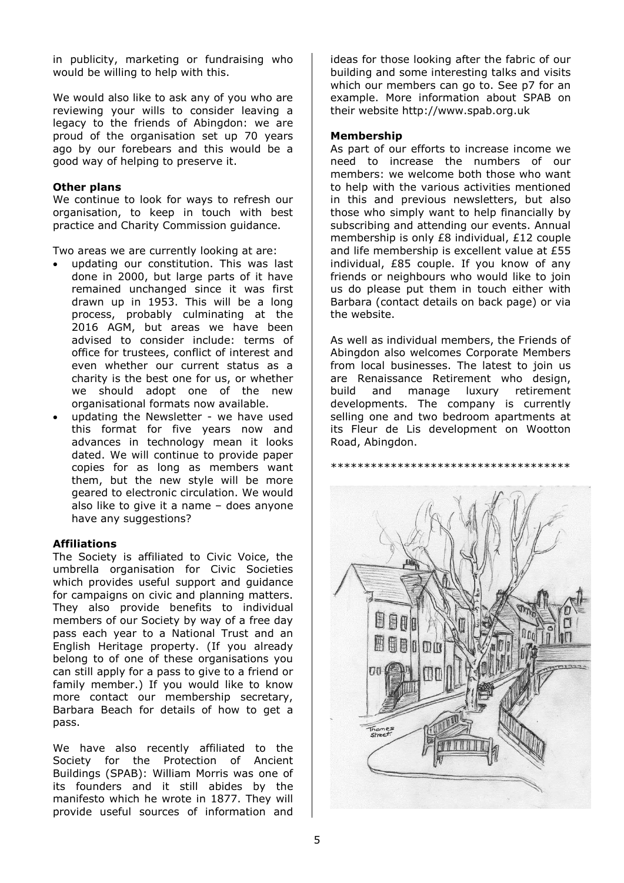in publicity, marketing or fundraising who would be willing to help with this.

We would also like to ask any of you who are reviewing your wills to consider leaving a legacy to the friends of Abingdon: we are proud of the organisation set up 70 years ago by our forebears and this would be a good way of helping to preserve it.

**Other plans**

We continue to look for ways to refresh our organisation, to keep in touch with best practice and Charity Commission guidance.

Two areas we are currently looking at are:

- updating our constitution. This was last done in 2000, but large parts of it have remained unchanged since it was first drawn up in 1953. This will be a long process, probably culminating at the 2016 AGM, but areas we have been advised to consider include: terms of office for trustees, conflict of interest and even whether our current status as a charity is the best one for us, or whether we should adopt one of the new organisational formats now available.
- updating the Newsletter - we have used this format for five years now and advances in technology mean it looks dated. We will continue to provide paper copies for as long as members want them, but the new style will be more geared to electronic circulation. We would also like to give it a name – does anyone have any suggestions?

**Affiliations**

The Society is affiliated to Civic Voice, the umbrella organisation for Civic Societies which provides useful support and guidance for campaigns on civic and planning matters. They also provide benefits to individual members of our Society by way of a free day pass each year to a National Trust and an English Heritage property. (If you already belong to of one of these organisations you can still apply for a pass to give to a friend or family member.) If you would like to know more contact our membership secretary, Barbara Beach for details of how to get a pass.

We have also recently affiliated to the Society for the Protection of Ancient Buildings (SPAB): William Morris was one of its founders and it still abides by the manifesto which he wrote in 1877. They will provide useful sources of information and ideas for those looking after the fabric of our building and some interesting talks and visits which our members can go to. See p7 for an example. More information about SPAB on their website http://www.spab.org.uk

**Membership**

As part of our efforts to increase income we need to increase the numbers of our members: we welcome both those who want to help with the various activities mentioned in this and previous newsletters, but also those who simply want to help financially by subscribing and attending our events. Annual membership is only £8 individual, £12 couple and life membership is excellent value at £55 individual, £85 couple. If you know of any friends or neighbours who would like to join us do please put them in touch either with Barbara (contact details on back page) or via the website.

As well as individual members, the Friends of Abingdon also welcomes Corporate Members from local businesses. The latest to join us are Renaissance Retirement who design, build and manage luxury retirement developments. The company is currently selling one and two bedroom apartments at its Fleur de Lis development on Wootton Road, Abingdon.

************************************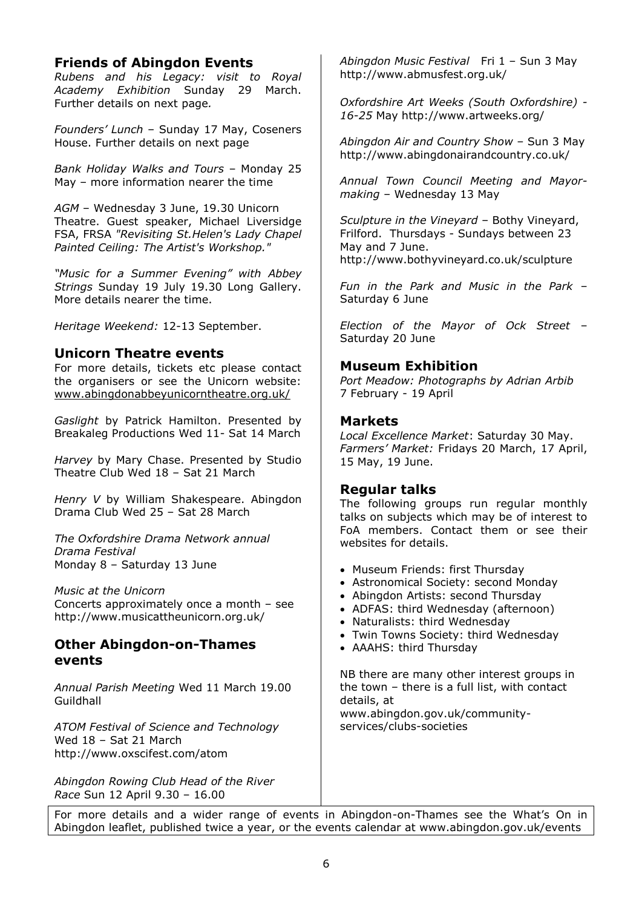## Friends of Abingdon Events

*Rubens and his Legacy: visit to Royal Academy Exhibition* Sunday 29 March. Further details on next page.

*Founders' Lunch* – Sunday 17 May, Coseners House. Further details on next page

*Bank Holiday Walks and Tours* – Monday 25 May – more information nearer the time

*AGM* – Wednesday 3 June, 19.30 Unicorn Theatre. Guest speaker, Michael Liversidge FSA, FRSA *"Revisiting St.Helen's Lady Chapel Painted Ceiling: The Artist's Workshop."*

*"Music for a Summer Evening" with Abbey Strings* Sunday 19 July 19.30 Long Gallery. More details nearer the time.

*Heritage Weekend:* 12-13 September.

## Unicorn Theatre events

For more details, tickets etc please contact the organisers or see the Unicorn website: www.abingdonabbeyunicorntheatre.org.uk/

*Gaslight* by Patrick Hamilton. Presented by Breakaleg Productions Wed 11- Sat 14 March

*Harvey* by Mary Chase. Presented by Studio Theatre Club Wed 18 – Sat 21 March

*Henry V* by William Shakespeare. Abingdon Drama Club Wed 25 – Sat 28 March

*The Oxfordshire Drama Network annual Drama Festival*
Monday 8 – Saturday 13 June

*Music at the Unicorn*
Concerts approximately once a month – see http://www.musicattheunicorn.org.uk/

## Other Abingdon-on-Thames events

*Annual Parish Meeting* Wed 11 March 19.00 Guildhall

*ATOM Festival of Science and Technology*
Wed 18 – Sat 21 March
http://www.oxscifest.com/atom

*Abingdon Rowing Club Head of the River Race* Sun 12 April 9.30 – 16.00

*Abingdon Music Festival* Fri 1 – Sun 3 May
http://www.abmusfest.org.uk/

*Oxfordshire Art Weeks (South Oxfordshire) - 16-25* May http://www.artweeks.org/

*Abingdon Air and Country Show* – Sun 3 May
http://www.abingdonairandcountry.co.uk/

*Annual Town Council Meeting and Mayor-making* – Wednesday 13 May

*Sculpture in the Vineyard* – Bothy Vineyard, Frilford. Thursdays - Sundays between 23 May and 7 June.
http://www.bothyvineyard.co.uk/sculpture

*Fun in the Park and Music in the Park* – Saturday 6 June

*Election of the Mayor of Ock Street* – Saturday 20 June

## Museum Exhibition

*Port Meadow: Photographs by Adrian Arbib*
7 February - 19 April

## Markets

*Local Excellence Market*: Saturday 30 May.
*Farmers' Market:* Fridays 20 March, 17 April, 15 May, 19 June.

## Regular talks

The following groups run regular monthly talks on subjects which may be of interest to FoA members. Contact them or see their websites for details.

- Museum Friends: first Thursday
- Astronomical Society: second Monday
- Abingdon Artists: second Thursday
- ADFAS: third Wednesday (afternoon)
- Naturalists: third Wednesday
- Twin Towns Society: third Wednesday
- AAAHS: third Thursday

NB there are many other interest groups in the town – there is a full list, with contact details, at
www.abingdon.gov.uk/community-services/clubs-societies

For more details and a wider range of events in Abingdon-on-Thames see the What's On in Abingdon leaflet, published twice a year, or the events calendar at www.abingdon.gov.uk/events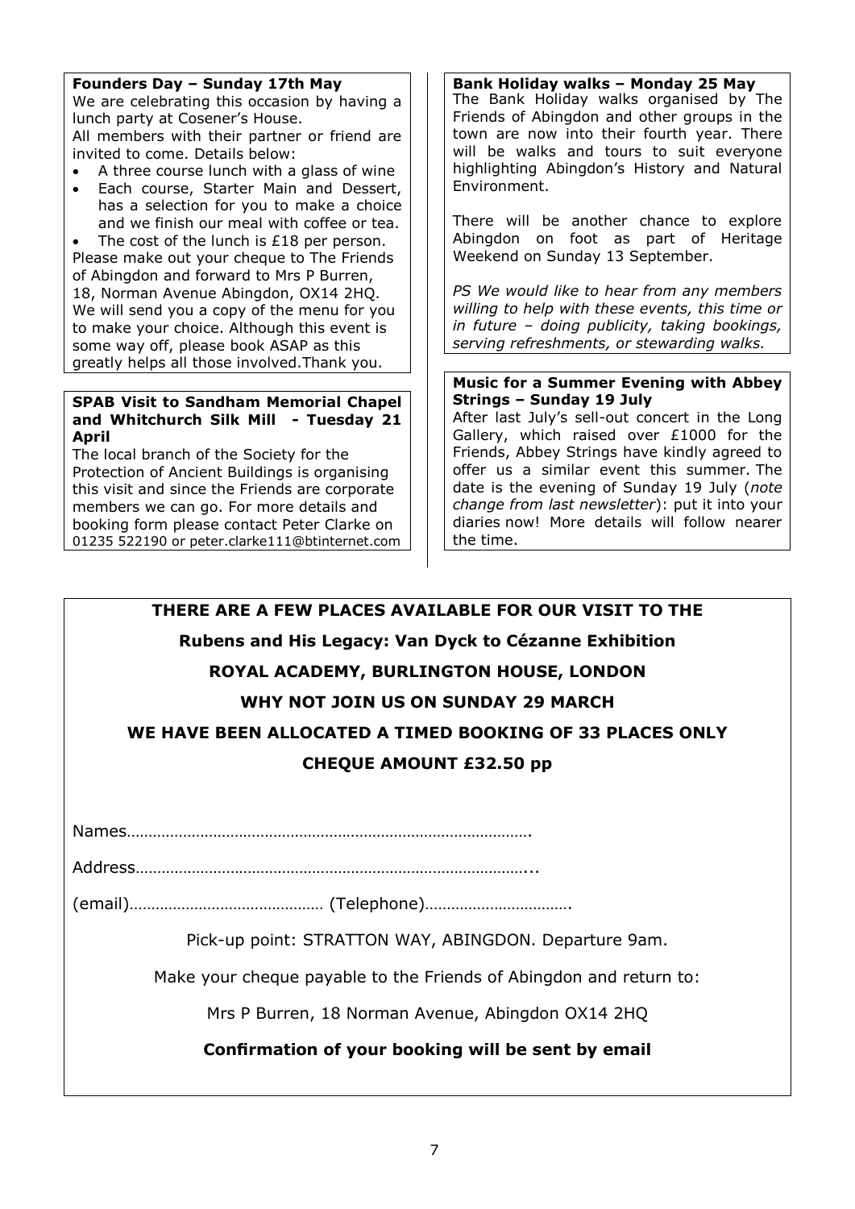**Founders Day – Sunday 17th May**

We are celebrating this occasion by having a lunch party at Cosener's House.

All members with their partner or friend are invited to come. Details below:

- A three course lunch with a glass of wine
- Each course, Starter Main and Dessert, has a selection for you to make a choice and we finish our meal with coffee or tea.
- The cost of the lunch is £18 per person.

Please make out your cheque to The Friends of Abingdon and forward to Mrs P Burren, 18, Norman Avenue Abingdon, OX14 2HQ. We will send you a copy of the menu for you to make your choice. Although this event is some way off, please book ASAP as this greatly helps all those involved.Thank you.

**SPAB Visit to Sandham Memorial Chapel and Whitchurch Silk Mill - Tuesday 21 April**

The local branch of the Society for the Protection of Ancient Buildings is organising this visit and since the Friends are corporate members we can go. For more details and booking form please contact Peter Clarke on 01235 522190 or peter.clarke111@btinternet.com

**Bank Holiday walks – Monday 25 May**

The Bank Holiday walks organised by The Friends of Abingdon and other groups in the town are now into their fourth year. There will be walks and tours to suit everyone highlighting Abingdon's History and Natural Environment.

There will be another chance to explore Abingdon on foot as part of Heritage Weekend on Sunday 13 September.

*PS We would like to hear from any members willing to help with these events, this time or in future – doing publicity, taking bookings, serving refreshments, or stewarding walks.*

**Music for a Summer Evening with Abbey Strings – Sunday 19 July**

After last July's sell-out concert in the Long Gallery, which raised over £1000 for the Friends, Abbey Strings have kindly agreed to offer us a similar event this summer. The date is the evening of Sunday 19 July (*note change from last newsletter*): put it into your diaries now! More details will follow nearer the time.

**THERE ARE A FEW PLACES AVAILABLE FOR OUR VISIT TO THE**

**Rubens and His Legacy: Van Dyck to Cézanne Exhibition**

**ROYAL ACADEMY, BURLINGTON HOUSE, LONDON**

**WHY NOT JOIN US ON SUNDAY 29 MARCH**

**WE HAVE BEEN ALLOCATED A TIMED BOOKING OF 33 PLACES ONLY**

**CHEQUE AMOUNT £32.50 pp**

Names……………………………………………………………………………….

Address………………………………………………………………………………...

(email)……………………………………… (Telephone)…………………………….

Pick-up point: STRATTON WAY, ABINGDON. Departure 9am.

Make your cheque payable to the Friends of Abingdon and return to:

Mrs P Burren, 18 Norman Avenue, Abingdon OX14 2HQ

**Confirmation of your booking will be sent by email**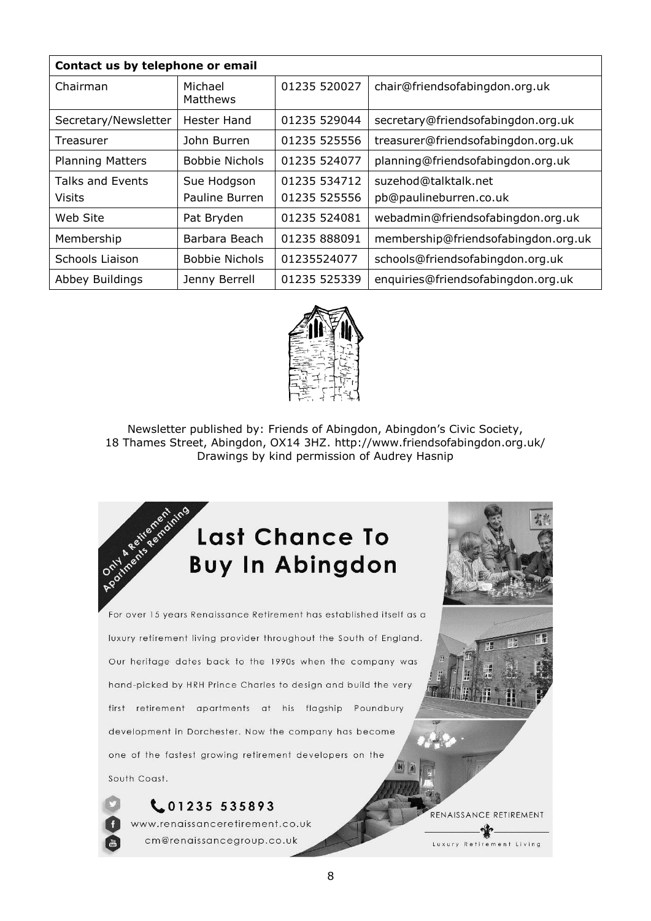| Contact us by telephone or email | | | |
|---|---|---|---|
| Chairman | Michael Matthews | 01235 520027 | chair@friendsofabingdon.org.uk |
| Secretary/Newsletter | Hester Hand | 01235 529044 | secretary@friendsofabingdon.org.uk |
| Treasurer | John Burren | 01235 525556 | treasurer@friendsofabingdon.org.uk |
| Planning Matters | Bobbie Nichols | 01235 524077 | planning@friendsofabingdon.org.uk |
| Talks and Events<br>Visits | Sue Hodgson<br>Pauline Burren | 01235 534712<br>01235 525556 | suzehod@talktalk.net<br>pb@paulineburren.co.uk |
| Web Site | Pat Bryden | 01235 524081 | webadmin@friendsofabingdon.org.uk |
| Membership | Barbara Beach | 01235 888091 | membership@friendsofabingdon.org.uk |
| Schools Liaison | Bobbie Nichols | 01235524077 | schools@friendsofabingdon.org.uk |
| Abbey Buildings | Jenny Berrell | 01235 525339 | enquiries@friendsofabingdon.org.uk |

Newsletter published by: Friends of Abingdon, Abingdon's Civic Society,
18 Thames Street, Abingdon, OX14 3HZ. http://www.friendsofabingdon.org.uk/
Drawings by kind permission of Audrey Hasnip

Only 4 Retirement Apartments Remaining

## Last Chance To Buy In Abingdon

For over 15 years Renaissance Retirement has established itself as a luxury retirement living provider throughout the South of England. Our heritage dates back to the 1990s when the company was hand-picked by HRH Prince Charles to design and build the very first retirement apartments at his flagship Poundbury development in Dorchester. Now the company has become one of the fastest growing retirement developers on the South Coast.

01235 535893
www.renaissanceretirement.co.uk
cm@renaissancegroup.co.uk

RENAISSANCE RETIREMENT
Luxury Retirement Living